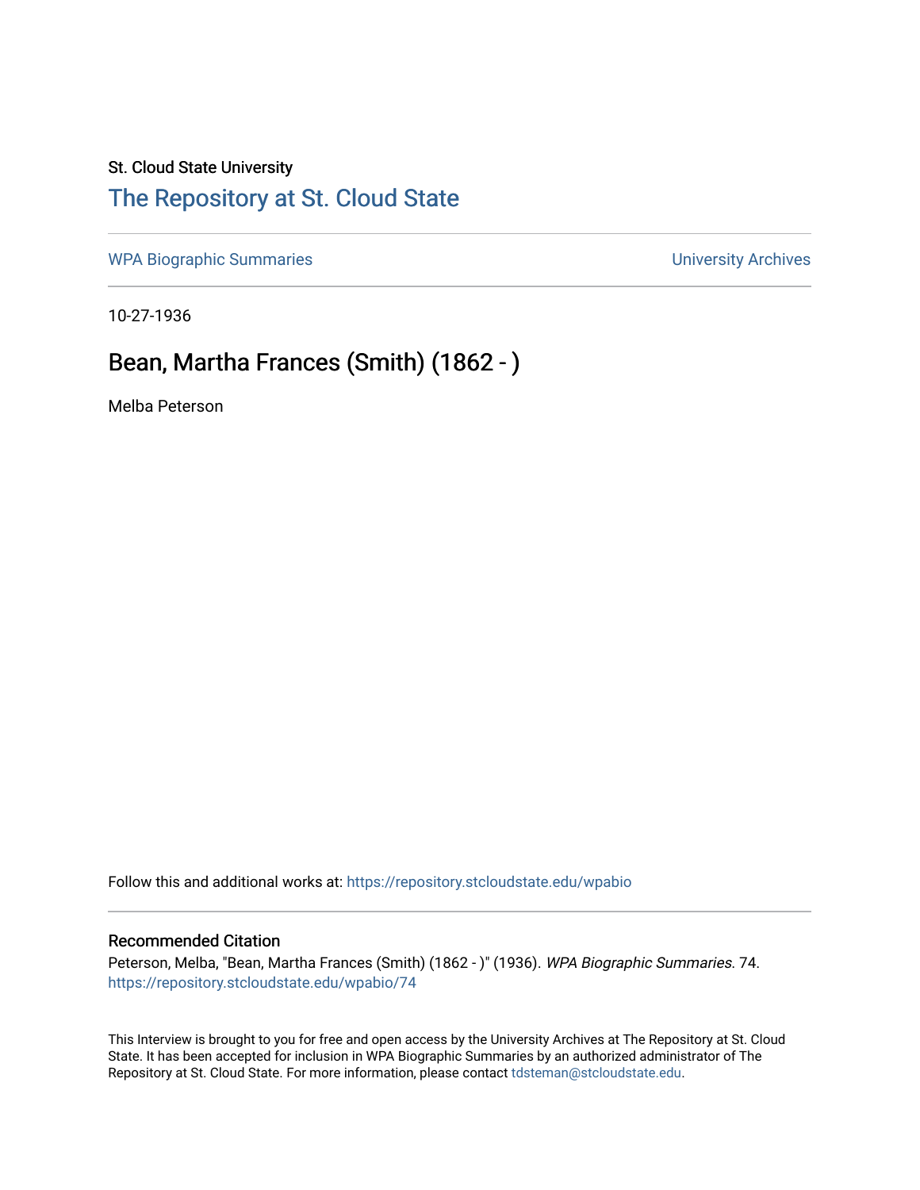St. Cloud State University

# The Repository at St. Cloud State

WPA Biographic Summaries

University Archives

10-27-1936

## Bean, Martha Frances (Smith) (1862 - )

Melba Peterson

Follow this and additional works at: https://repository.stcloudstate.edu/wpabio

### Recommended Citation

Peterson, Melba, "Bean, Martha Frances (Smith) (1862 - )" (1936). *WPA Biographic Summaries*. 74.
https://repository.stcloudstate.edu/wpabio/74

This Interview is brought to you for free and open access by the University Archives at The Repository at St. Cloud State. It has been accepted for inclusion in WPA Biographic Summaries by an authorized administrator of The Repository at St. Cloud State. For more information, please contact tdsteman@stcloudstate.edu.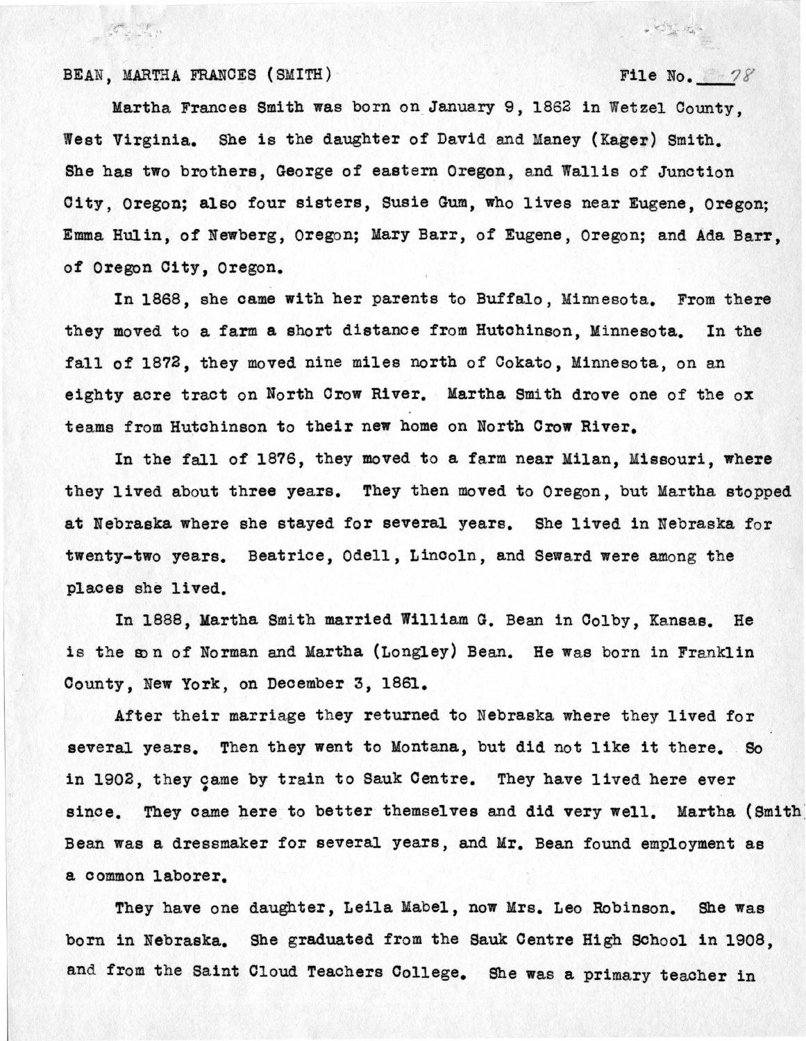BEAN, MARTHA FRANCES (SMITH) File No. B-78

Martha Frances Smith was born on January 9, 1862 in Wetzel County, West Virginia. She is the daughter of David and Maney (Kager) Smith. She has two brothers, George of eastern Oregon, and Wallis of Junction City, Oregon; also four sisters, Susie Gum, who lives near Eugene, Oregon; Emma Hulin, of Newberg, Oregon; Mary Barr, of Eugene, Oregon; and Ada Barr, of Oregon City, Oregon.

In 1868, she came with her parents to Buffalo, Minnesota. From there they moved to a farm a short distance from Hutchinson, Minnesota. In the fall of 1872, they moved nine miles north of Cokato, Minnesota, on an eighty acre tract on North Crow River. Martha Smith drove one of the ox teams from Hutchinson to their new home on North Crow River.

In the fall of 1876, they moved to a farm near Milan, Missouri, where they lived about three years. They then moved to Oregon, but Martha stopped at Nebraska where she stayed for several years. She lived in Nebraska for twenty-two years. Beatrice, Odell, Lincoln, and Seward were among the places she lived.

In 1888, Martha Smith married William G. Bean in Colby, Kansas. He is the son of Norman and Martha (Longley) Bean. He was born in Franklin County, New York, on December 3, 1861.

After their marriage they returned to Nebraska where they lived for several years. Then they went to Montana, but did not like it there. So in 1902, they came by train to Sauk Centre. They have lived here ever since. They came here to better themselves and did very well. Martha (Smith) Bean was a dressmaker for several years, and Mr. Bean found employment as a common laborer.

They have one daughter, Leila Mabel, now Mrs. Leo Robinson. She was born in Nebraska. She graduated from the Sauk Centre High School in 1908, and from the Saint Cloud Teachers College. She was a primary teacher in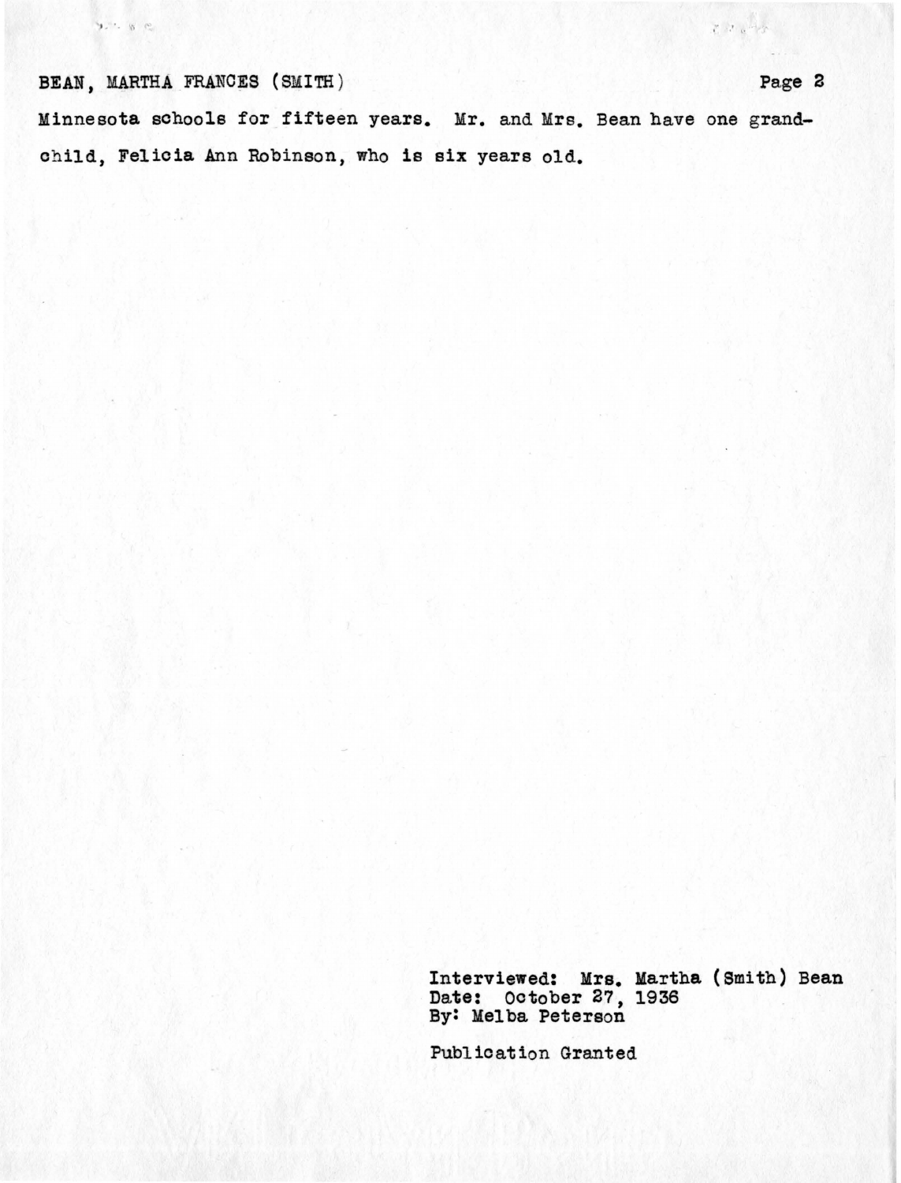Minnesota schools for fifteen years. Mr. and Mrs. Bean have one grandchild, Felicia Ann Robinson, who is six years old.

Interviewed: Mrs. Martha (Smith) Bean
Date: October 27, 1936
By: Melba Peterson

Publication Granted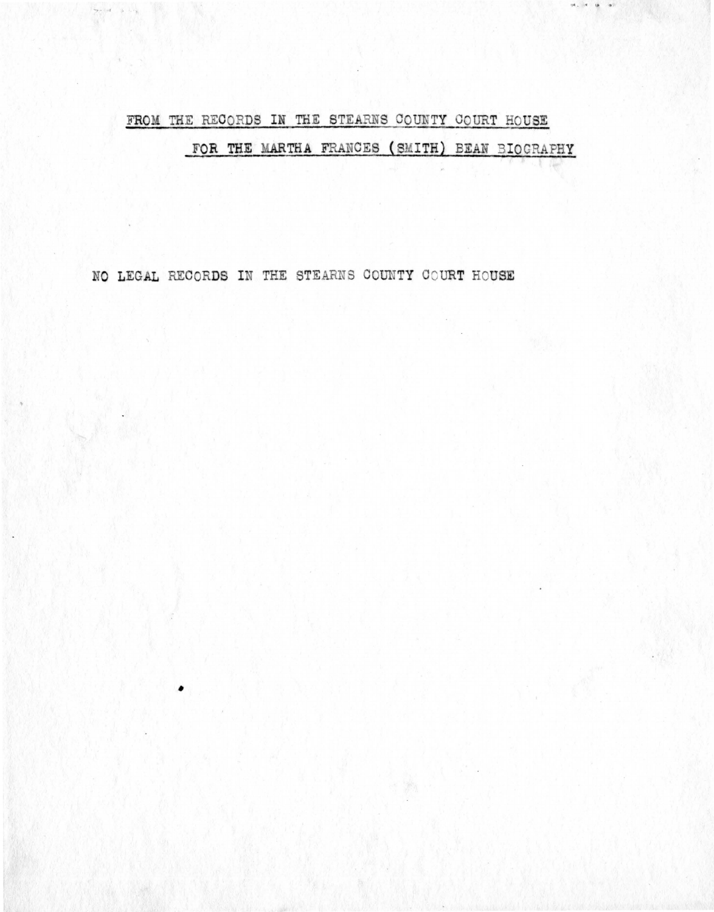FROM THE RECORDS IN THE STEARNS COUNTY COURT HOUSE

FOR THE MARTHA FRANCES (SMITH) BEAN BIOGRAPHY

NO LEGAL RECORDS IN THE STEARNS COUNTY COURT HOUSE